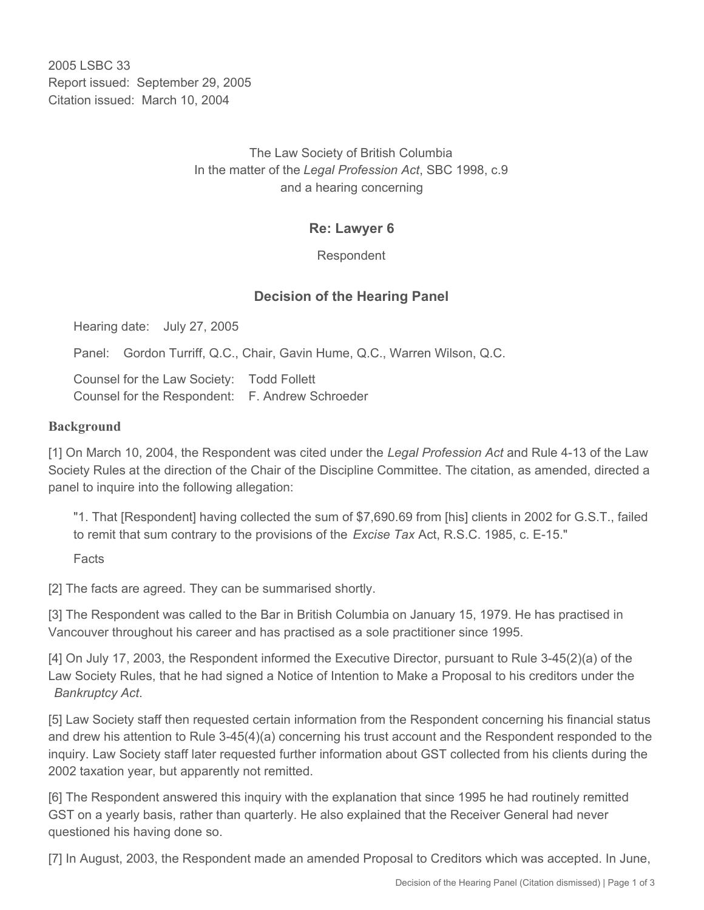2005 LSBC 33
Report issued: September 29, 2005
Citation issued: March 10, 2004

The Law Society of British Columbia
In the matter of the *Legal Profession Act*, SBC 1998, c.9
and a hearing concerning

## Re: Lawyer 6

Respondent

## Decision of the Hearing Panel

Hearing date: July 27, 2005

Panel: Gordon Turriff, Q.C., Chair, Gavin Hume, Q.C., Warren Wilson, Q.C.

Counsel for the Law Society: Todd Follett
Counsel for the Respondent: F. Andrew Schroeder

### Background

[1] On March 10, 2004, the Respondent was cited under the *Legal Profession Act* and Rule 4-13 of the Law Society Rules at the direction of the Chair of the Discipline Committee. The citation, as amended, directed a panel to inquire into the following allegation:

> "1. That [Respondent] having collected the sum of $7,690.69 from [his] clients in 2002 for G.S.T., failed to remit that sum contrary to the provisions of the *Excise Tax* Act, R.S.C. 1985, c. E-15."

Facts

[2] The facts are agreed. They can be summarised shortly.

[3] The Respondent was called to the Bar in British Columbia on January 15, 1979. He has practised in Vancouver throughout his career and has practised as a sole practitioner since 1995.

[4] On July 17, 2003, the Respondent informed the Executive Director, pursuant to Rule 3-45(2)(a) of the Law Society Rules, that he had signed a Notice of Intention to Make a Proposal to his creditors under the *Bankruptcy Act*.

[5] Law Society staff then requested certain information from the Respondent concerning his financial status and drew his attention to Rule 3-45(4)(a) concerning his trust account and the Respondent responded to the inquiry. Law Society staff later requested further information about GST collected from his clients during the 2002 taxation year, but apparently not remitted.

[6] The Respondent answered this inquiry with the explanation that since 1995 he had routinely remitted GST on a yearly basis, rather than quarterly. He also explained that the Receiver General had never questioned his having done so.

[7] In August, 2003, the Respondent made an amended Proposal to Creditors which was accepted. In June,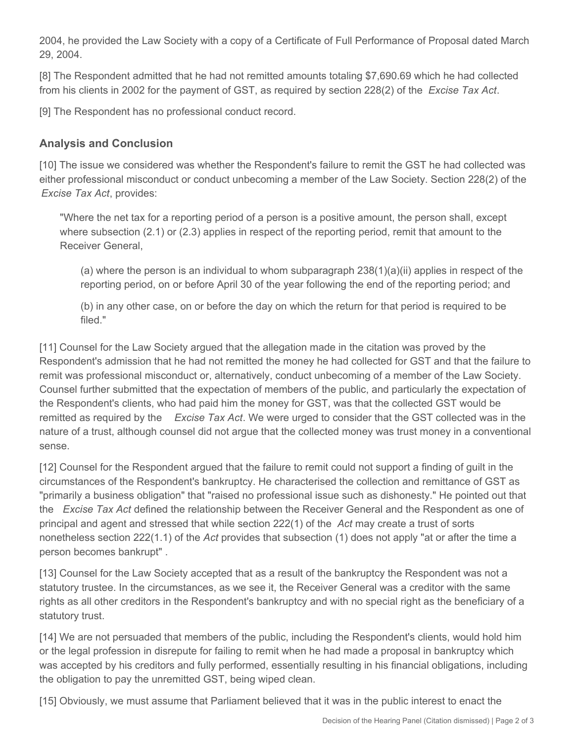2004, he provided the Law Society with a copy of a Certificate of Full Performance of Proposal dated March 29, 2004.

[8] The Respondent admitted that he had not remitted amounts totaling $7,690.69 which he had collected from his clients in 2002 for the payment of GST, as required by section 228(2) of the *Excise Tax Act*.

[9] The Respondent has no professional conduct record.

## Analysis and Conclusion

[10] The issue we considered was whether the Respondent's failure to remit the GST he had collected was either professional misconduct or conduct unbecoming a member of the Law Society. Section 228(2) of the *Excise Tax Act*, provides:

> "Where the net tax for a reporting period of a person is a positive amount, the person shall, except where subsection (2.1) or (2.3) applies in respect of the reporting period, remit that amount to the Receiver General,
>
> > (a) where the person is an individual to whom subparagraph 238(1)(a)(ii) applies in respect of the reporting period, on or before April 30 of the year following the end of the reporting period; and
> >
> > (b) in any other case, on or before the day on which the return for that period is required to be filed."

[11] Counsel for the Law Society argued that the allegation made in the citation was proved by the Respondent's admission that he had not remitted the money he had collected for GST and that the failure to remit was professional misconduct or, alternatively, conduct unbecoming of a member of the Law Society. Counsel further submitted that the expectation of members of the public, and particularly the expectation of the Respondent's clients, who had paid him the money for GST, was that the collected GST would be remitted as required by the *Excise Tax Act*. We were urged to consider that the GST collected was in the nature of a trust, although counsel did not argue that the collected money was trust money in a conventional sense.

[12] Counsel for the Respondent argued that the failure to remit could not support a finding of guilt in the circumstances of the Respondent's bankruptcy. He characterised the collection and remittance of GST as "primarily a business obligation" that "raised no professional issue such as dishonesty." He pointed out that the *Excise Tax Act* defined the relationship between the Receiver General and the Respondent as one of principal and agent and stressed that while section 222(1) of the *Act* may create a trust of sorts nonetheless section 222(1.1) of the *Act* provides that subsection (1) does not apply "at or after the time a person becomes bankrupt" .

[13] Counsel for the Law Society accepted that as a result of the bankruptcy the Respondent was not a statutory trustee. In the circumstances, as we see it, the Receiver General was a creditor with the same rights as all other creditors in the Respondent's bankruptcy and with no special right as the beneficiary of a statutory trust.

[14] We are not persuaded that members of the public, including the Respondent's clients, would hold him or the legal profession in disrepute for failing to remit when he had made a proposal in bankruptcy which was accepted by his creditors and fully performed, essentially resulting in his financial obligations, including the obligation to pay the unremitted GST, being wiped clean.

[15] Obviously, we must assume that Parliament believed that it was in the public interest to enact the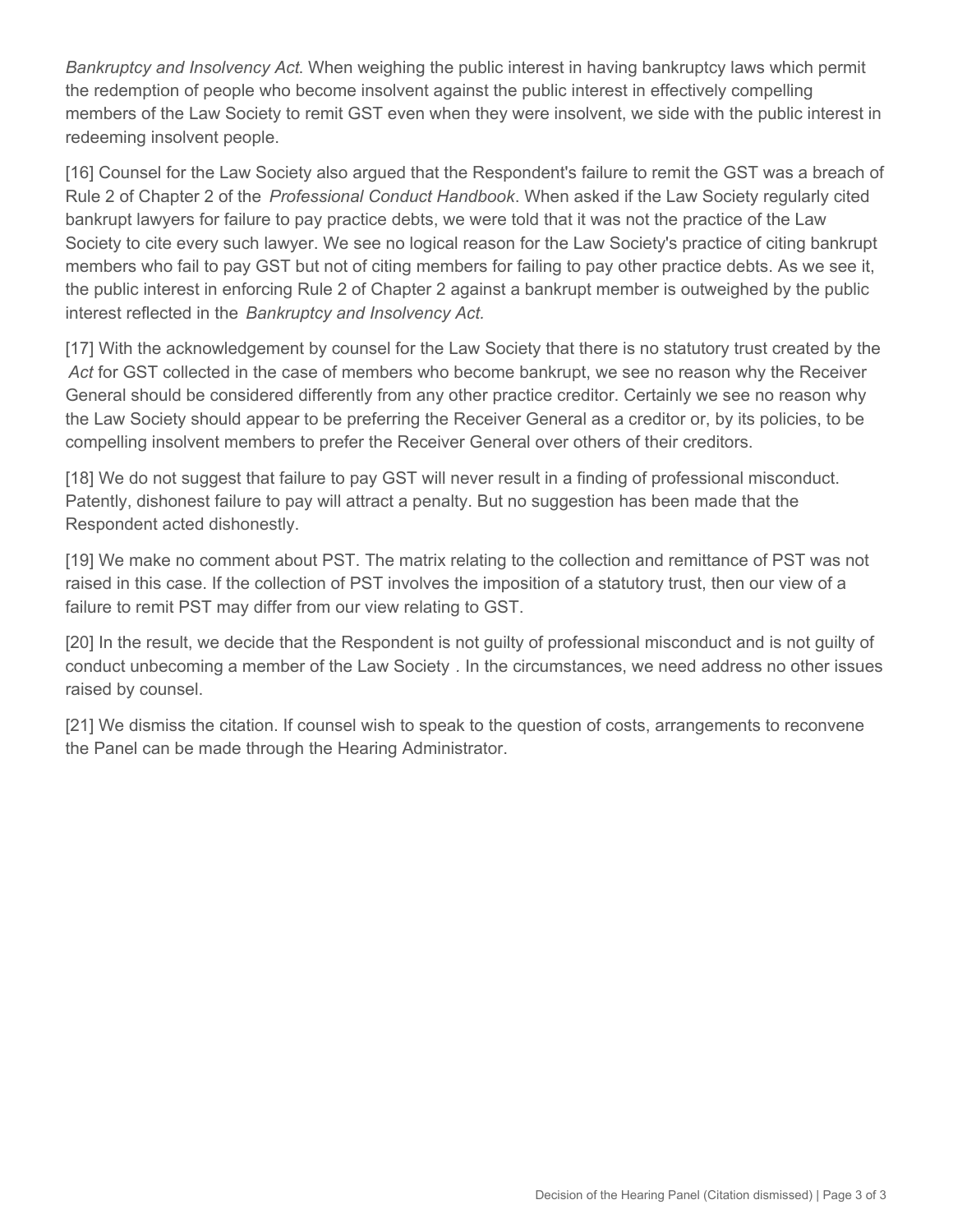*Bankruptcy and Insolvency Act*. When weighing the public interest in having bankruptcy laws which permit the redemption of people who become insolvent against the public interest in effectively compelling members of the Law Society to remit GST even when they were insolvent, we side with the public interest in redeeming insolvent people.

[16] Counsel for the Law Society also argued that the Respondent's failure to remit the GST was a breach of Rule 2 of Chapter 2 of the *Professional Conduct Handbook*. When asked if the Law Society regularly cited bankrupt lawyers for failure to pay practice debts, we were told that it was not the practice of the Law Society to cite every such lawyer. We see no logical reason for the Law Society's practice of citing bankrupt members who fail to pay GST but not of citing members for failing to pay other practice debts. As we see it, the public interest in enforcing Rule 2 of Chapter 2 against a bankrupt member is outweighed by the public interest reflected in the *Bankruptcy and Insolvency Act.*

[17] With the acknowledgement by counsel for the Law Society that there is no statutory trust created by the *Act* for GST collected in the case of members who become bankrupt, we see no reason why the Receiver General should be considered differently from any other practice creditor. Certainly we see no reason why the Law Society should appear to be preferring the Receiver General as a creditor or, by its policies, to be compelling insolvent members to prefer the Receiver General over others of their creditors.

[18] We do not suggest that failure to pay GST will never result in a finding of professional misconduct. Patently, dishonest failure to pay will attract a penalty. But no suggestion has been made that the Respondent acted dishonestly.

[19] We make no comment about PST. The matrix relating to the collection and remittance of PST was not raised in this case. If the collection of PST involves the imposition of a statutory trust, then our view of a failure to remit PST may differ from our view relating to GST.

[20] In the result, we decide that the Respondent is not guilty of professional misconduct and is not guilty of conduct unbecoming a member of the Law Society . In the circumstances, we need address no other issues raised by counsel.

[21] We dismiss the citation. If counsel wish to speak to the question of costs, arrangements to reconvene the Panel can be made through the Hearing Administrator.